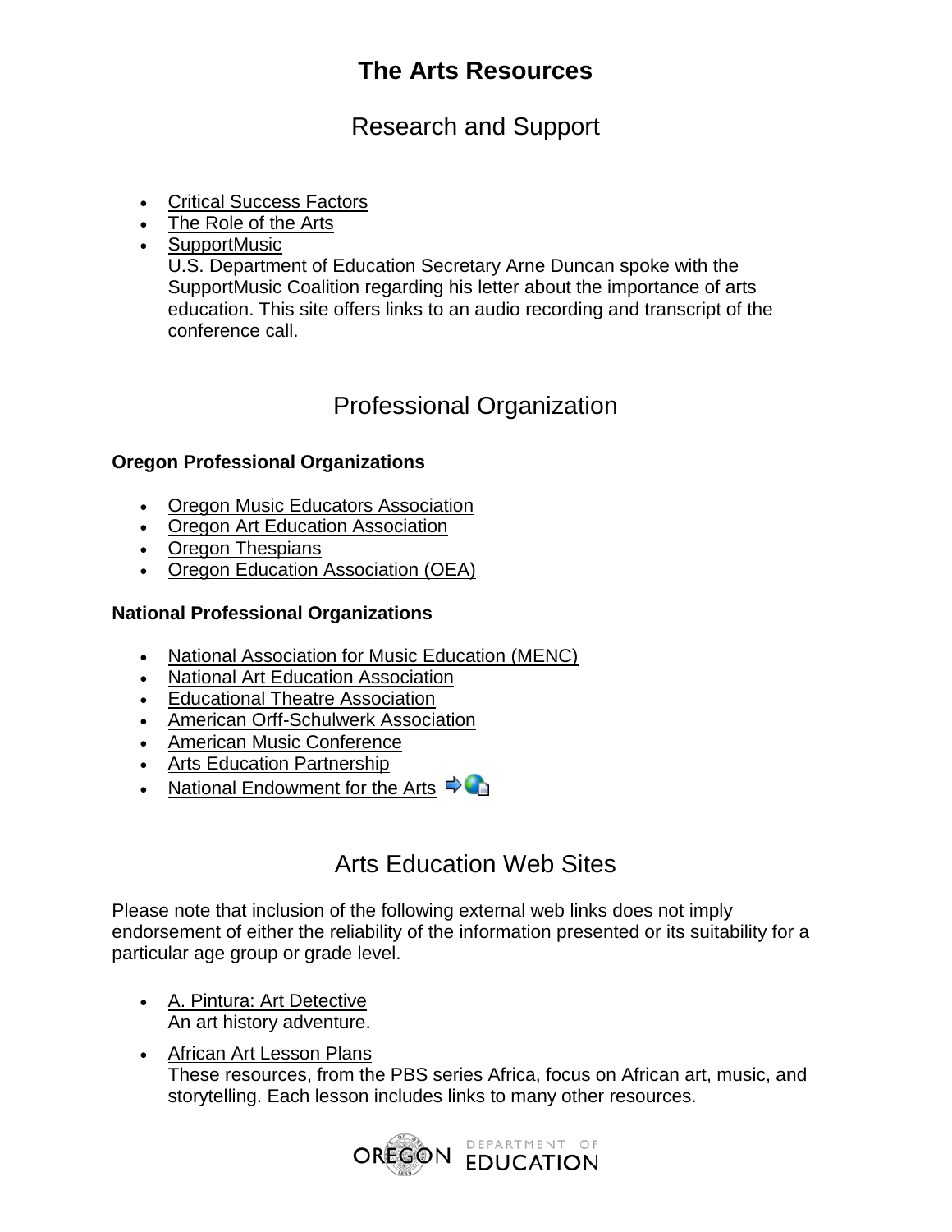# The Arts Resources

## Research and Support

- Critical Success Factors
- The Role of the Arts
- SupportMusic
  U.S. Department of Education Secretary Arne Duncan spoke with the SupportMusic Coalition regarding his letter about the importance of arts education. This site offers links to an audio recording and transcript of the conference call.

## Professional Organization

**Oregon Professional Organizations**

- Oregon Music Educators Association
- Oregon Art Education Association
- Oregon Thespians
- Oregon Education Association (OEA)

**National Professional Organizations**

- National Association for Music Education (MENC)
- National Art Education Association
- Educational Theatre Association
- American Orff-Schulwerk Association
- American Music Conference
- Arts Education Partnership
- National Endowment for the Arts

## Arts Education Web Sites

Please note that inclusion of the following external web links does not imply endorsement of either the reliability of the information presented or its suitability for a particular age group or grade level.

- A. Pintura: Art Detective
  An art history adventure.
- African Art Lesson Plans
  These resources, from the PBS series Africa, focus on African art, music, and storytelling. Each lesson includes links to many other resources.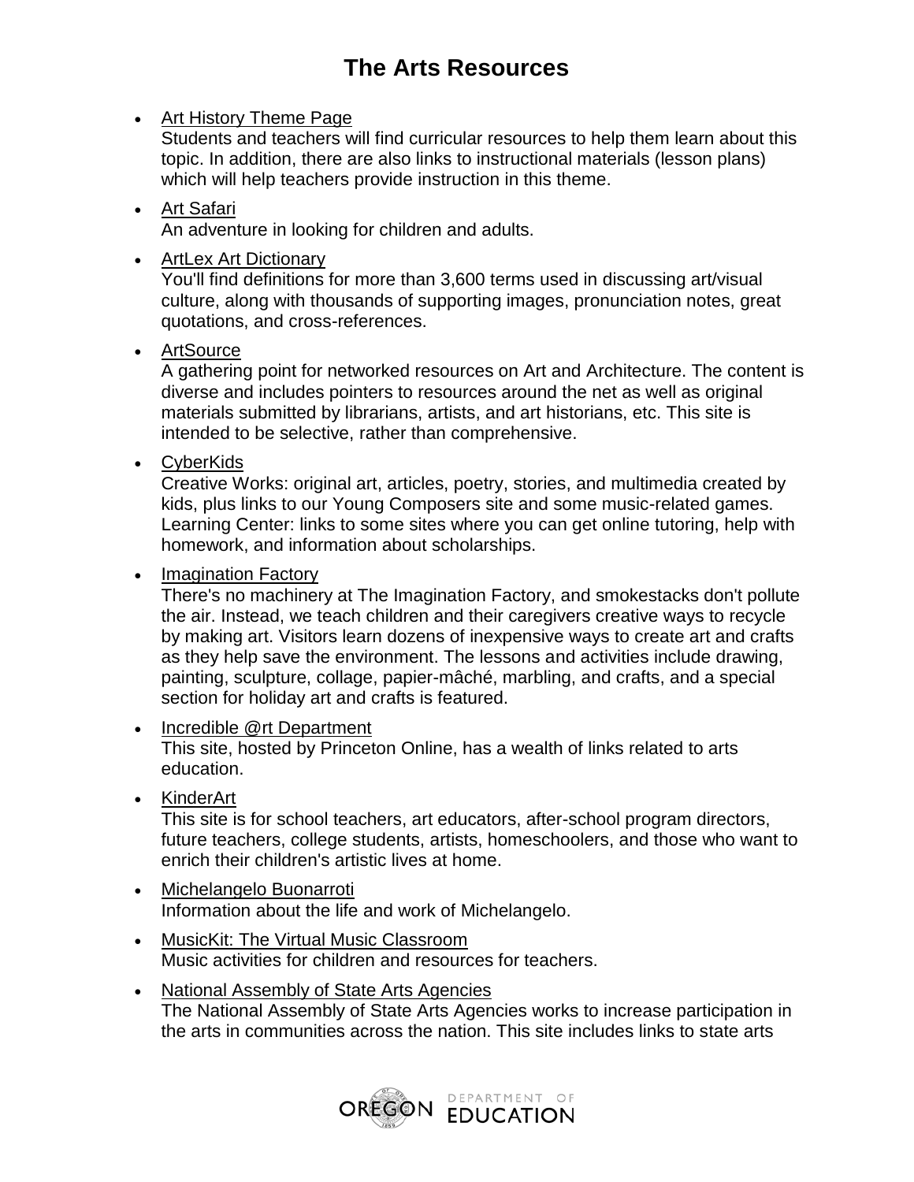# The Arts Resources

- Art History Theme Page
  Students and teachers will find curricular resources to help them learn about this topic. In addition, there are also links to instructional materials (lesson plans) which will help teachers provide instruction in this theme.
- Art Safari
  An adventure in looking for children and adults.
- ArtLex Art Dictionary
  You'll find definitions for more than 3,600 terms used in discussing art/visual culture, along with thousands of supporting images, pronunciation notes, great quotations, and cross-references.
- ArtSource
  A gathering point for networked resources on Art and Architecture. The content is diverse and includes pointers to resources around the net as well as original materials submitted by librarians, artists, and art historians, etc. This site is intended to be selective, rather than comprehensive.
- CyberKids
  Creative Works: original art, articles, poetry, stories, and multimedia created by kids, plus links to our Young Composers site and some music-related games. Learning Center: links to some sites where you can get online tutoring, help with homework, and information about scholarships.
- Imagination Factory
  There's no machinery at The Imagination Factory, and smokestacks don't pollute the air. Instead, we teach children and their caregivers creative ways to recycle by making art. Visitors learn dozens of inexpensive ways to create art and crafts as they help save the environment. The lessons and activities include drawing, painting, sculpture, collage, papier-mâché, marbling, and crafts, and a special section for holiday art and crafts is featured.
- Incredible @rt Department
  This site, hosted by Princeton Online, has a wealth of links related to arts education.
- KinderArt
  This site is for school teachers, art educators, after-school program directors, future teachers, college students, artists, homeschoolers, and those who want to enrich their children's artistic lives at home.
- Michelangelo Buonarroti
  Information about the life and work of Michelangelo.
- MusicKit: The Virtual Music Classroom
  Music activities for children and resources for teachers.
- National Assembly of State Arts Agencies
  The National Assembly of State Arts Agencies works to increase participation in the arts in communities across the nation. This site includes links to state arts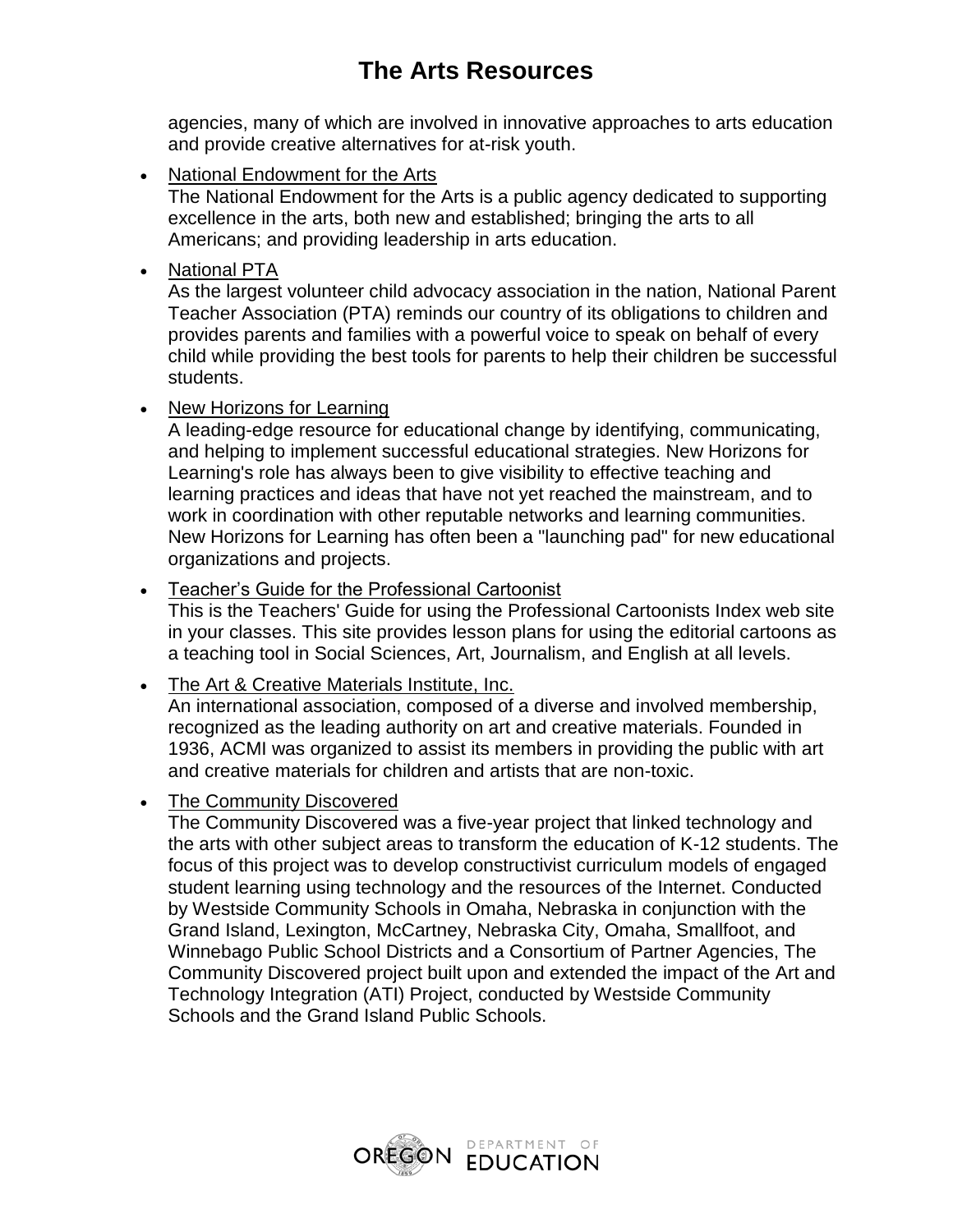agencies, many of which are involved in innovative approaches to arts education and provide creative alternatives for at-risk youth.

- National Endowment for the Arts
  The National Endowment for the Arts is a public agency dedicated to supporting excellence in the arts, both new and established; bringing the arts to all Americans; and providing leadership in arts education.

- National PTA
  As the largest volunteer child advocacy association in the nation, National Parent Teacher Association (PTA) reminds our country of its obligations to children and provides parents and families with a powerful voice to speak on behalf of every child while providing the best tools for parents to help their children be successful students.

- New Horizons for Learning
  A leading-edge resource for educational change by identifying, communicating, and helping to implement successful educational strategies. New Horizons for Learning's role has always been to give visibility to effective teaching and learning practices and ideas that have not yet reached the mainstream, and to work in coordination with other reputable networks and learning communities. New Horizons for Learning has often been a "launching pad" for new educational organizations and projects.

- Teacher's Guide for the Professional Cartoonist
  This is the Teachers' Guide for using the Professional Cartoonists Index web site in your classes. This site provides lesson plans for using the editorial cartoons as a teaching tool in Social Sciences, Art, Journalism, and English at all levels.

- The Art & Creative Materials Institute, Inc.
  An international association, composed of a diverse and involved membership, recognized as the leading authority on art and creative materials. Founded in 1936, ACMI was organized to assist its members in providing the public with art and creative materials for children and artists that are non-toxic.

- The Community Discovered
  The Community Discovered was a five-year project that linked technology and the arts with other subject areas to transform the education of K-12 students. The focus of this project was to develop constructivist curriculum models of engaged student learning using technology and the resources of the Internet. Conducted by Westside Community Schools in Omaha, Nebraska in conjunction with the Grand Island, Lexington, McCartney, Nebraska City, Omaha, Smallfoot, and Winnebago Public School Districts and a Consortium of Partner Agencies, The Community Discovered project built upon and extended the impact of the Art and Technology Integration (ATI) Project, conducted by Westside Community Schools and the Grand Island Public Schools.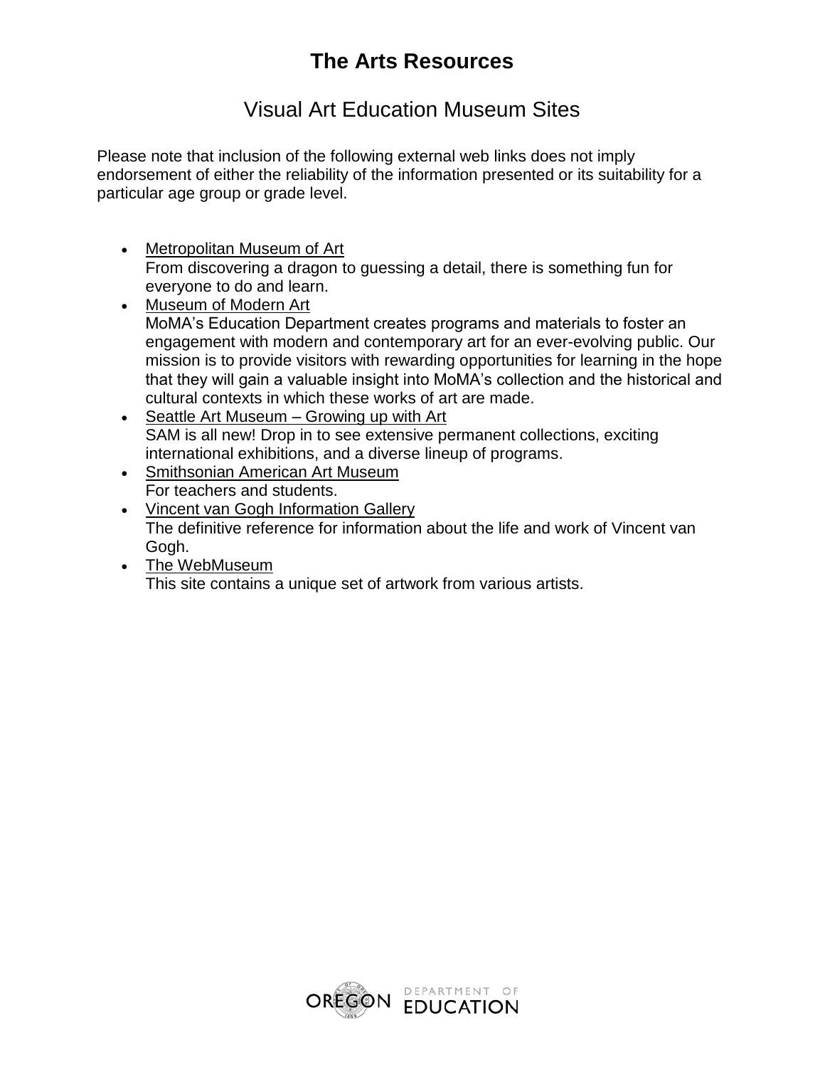# The Arts Resources

## Visual Art Education Museum Sites

Please note that inclusion of the following external web links does not imply endorsement of either the reliability of the information presented or its suitability for a particular age group or grade level.

- Metropolitan Museum of Art
  From discovering a dragon to guessing a detail, there is something fun for everyone to do and learn.
- Museum of Modern Art
  MoMA's Education Department creates programs and materials to foster an engagement with modern and contemporary art for an ever-evolving public. Our mission is to provide visitors with rewarding opportunities for learning in the hope that they will gain a valuable insight into MoMA's collection and the historical and cultural contexts in which these works of art are made.
- Seattle Art Museum – Growing up with Art
  SAM is all new! Drop in to see extensive permanent collections, exciting international exhibitions, and a diverse lineup of programs.
- Smithsonian American Art Museum
  For teachers and students.
- Vincent van Gogh Information Gallery
  The definitive reference for information about the life and work of Vincent van Gogh.
- The WebMuseum
  This site contains a unique set of artwork from various artists.

OREGON DEPARTMENT OF EDUCATION